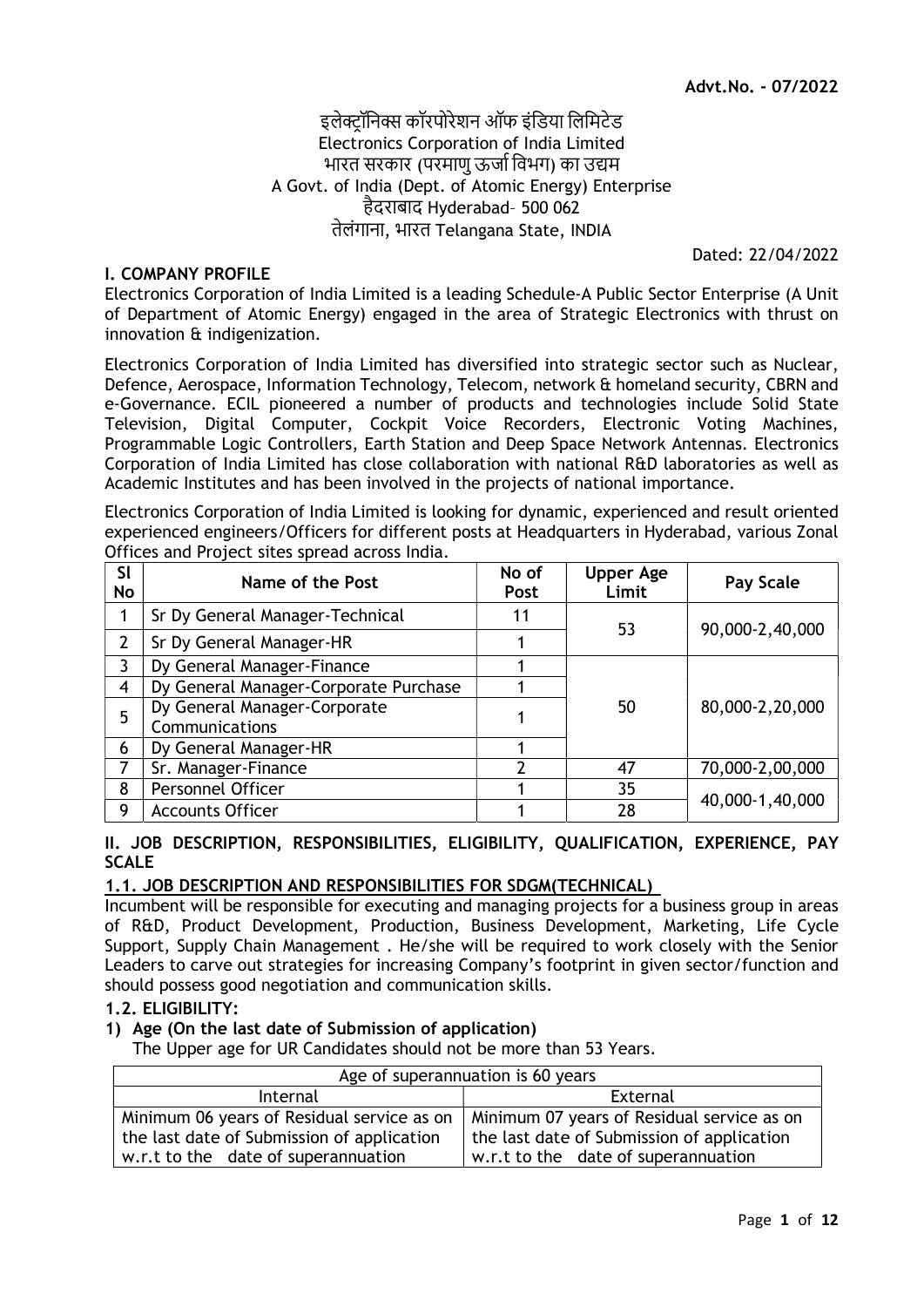**Advt.No. - 07/2022**

इलेक्ट्रॉनिक्स कॉरपोरेशन ऑफ इंडिया लिमिटेड
Electronics Corporation of India Limited
भारत सरकार (परमाणु ऊर्जा विभग) का उद्यम
A Govt. of India (Dept. of Atomic Energy) Enterprise
हैदराबाद Hyderabad– 500 062
तेलंगाना, भारत Telangana State, INDIA

Dated: 22/04/2022

## I. COMPANY PROFILE

Electronics Corporation of India Limited is a leading Schedule-A Public Sector Enterprise (A Unit of Department of Atomic Energy) engaged in the area of Strategic Electronics with thrust on innovation & indigenization.

Electronics Corporation of India Limited has diversified into strategic sector such as Nuclear, Defence, Aerospace, Information Technology, Telecom, network & homeland security, CBRN and e-Governance. ECIL pioneered a number of products and technologies include Solid State Television, Digital Computer, Cockpit Voice Recorders, Electronic Voting Machines, Programmable Logic Controllers, Earth Station and Deep Space Network Antennas. Electronics Corporation of India Limited has close collaboration with national R&D laboratories as well as Academic Institutes and has been involved in the projects of national importance.

Electronics Corporation of India Limited is looking for dynamic, experienced and result oriented experienced engineers/Officers for different posts at Headquarters in Hyderabad, various Zonal Offices and Project sites spread across India.

| Sl No | Name of the Post | No of Post | Upper Age Limit | Pay Scale |
|---|---|---|---|---|
| 1 | Sr Dy General Manager-Technical | 11 | 53 | 90,000-2,40,000 |
| 2 | Sr Dy General Manager-HR | 1 | | |
| 3 | Dy General Manager-Finance | 1 | 50 | 80,000-2,20,000 |
| 4 | Dy General Manager-Corporate Purchase | 1 | | |
| 5 | Dy General Manager-Corporate Communications | 1 | | |
| 6 | Dy General Manager-HR | 1 | | |
| 7 | Sr. Manager-Finance | 2 | 47 | 70,000-2,00,000 |
| 8 | Personnel Officer | 1 | 35 | 40,000-1,40,000 |
| 9 | Accounts Officer | 1 | 28 | |

## II. JOB DESCRIPTION, RESPONSIBILITIES, ELIGIBILITY, QUALIFICATION, EXPERIENCE, PAY SCALE

### 1.1. JOB DESCRIPTION AND RESPONSIBILITIES FOR SDGM(TECHNICAL)

Incumbent will be responsible for executing and managing projects for a business group in areas of R&D, Product Development, Production, Business Development, Marketing, Life Cycle Support, Supply Chain Management . He/she will be required to work closely with the Senior Leaders to carve out strategies for increasing Company's footprint in given sector/function and should possess good negotiation and communication skills.

### 1.2. ELIGIBILITY:

**1) Age (On the last date of Submission of application)**

The Upper age for UR Candidates should not be more than 53 Years.

| Age of superannuation is 60 years | |
|---|---|
| Internal | External |
| Minimum 06 years of Residual service as on the last date of Submission of application w.r.t to the date of superannuation | Minimum 07 years of Residual service as on the last date of Submission of application w.r.t to the date of superannuation |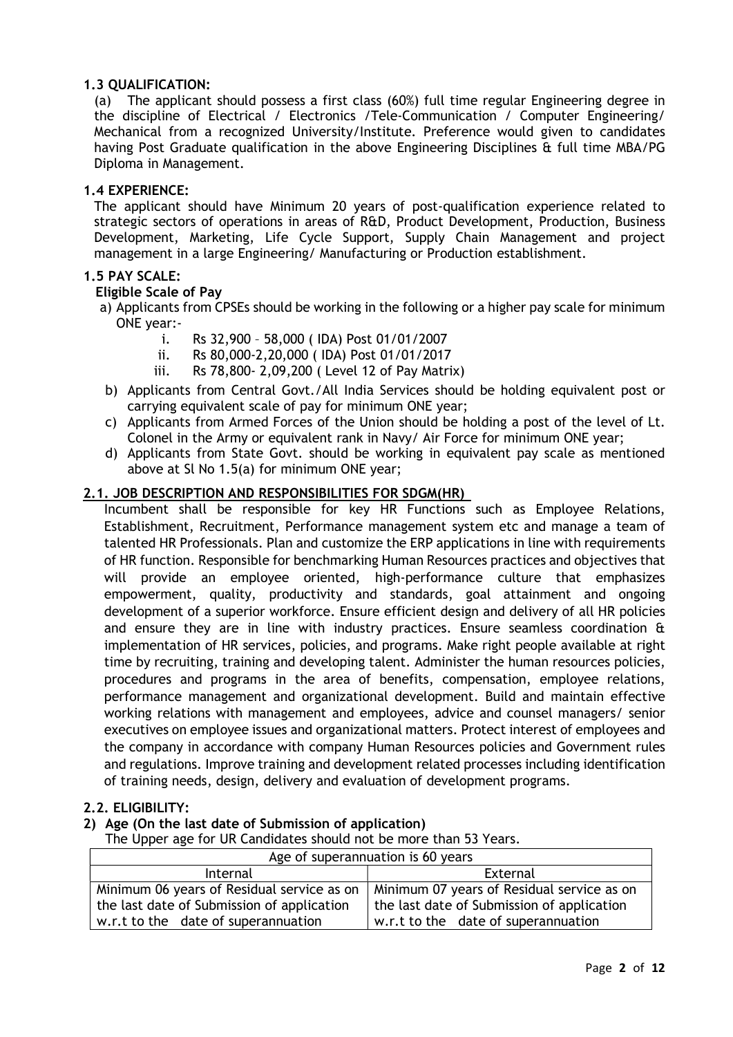### 1.3 QUALIFICATION:

(a) The applicant should possess a first class (60%) full time regular Engineering degree in the discipline of Electrical / Electronics /Tele-Communication / Computer Engineering/ Mechanical from a recognized University/Institute. Preference would given to candidates having Post Graduate qualification in the above Engineering Disciplines & full time MBA/PG Diploma in Management.

### 1.4 EXPERIENCE:

The applicant should have Minimum 20 years of post-qualification experience related to strategic sectors of operations in areas of R&D, Product Development, Production, Business Development, Marketing, Life Cycle Support, Supply Chain Management and project management in a large Engineering/ Manufacturing or Production establishment.

### 1.5 PAY SCALE:

**Eligible Scale of Pay**

a) Applicants from CPSEs should be working in the following or a higher pay scale for minimum ONE year:-
   - i. Rs 32,900 – 58,000 ( IDA) Post 01/01/2007
   - ii. Rs 80,000-2,20,000 ( IDA) Post 01/01/2017
   - iii. Rs 78,800- 2,09,200 ( Level 12 of Pay Matrix)

b) Applicants from Central Govt./All India Services should be holding equivalent post or carrying equivalent scale of pay for minimum ONE year;

c) Applicants from Armed Forces of the Union should be holding a post of the level of Lt. Colonel in the Army or equivalent rank in Navy/ Air Force for minimum ONE year;

d) Applicants from State Govt. should be working in equivalent pay scale as mentioned above at Sl No 1.5(a) for minimum ONE year;

### 2.1. JOB DESCRIPTION AND RESPONSIBILITIES FOR SDGM(HR)

Incumbent shall be responsible for key HR Functions such as Employee Relations, Establishment, Recruitment, Performance management system etc and manage a team of talented HR Professionals. Plan and customize the ERP applications in line with requirements of HR function. Responsible for benchmarking Human Resources practices and objectives that will provide an employee oriented, high-performance culture that emphasizes empowerment, quality, productivity and standards, goal attainment and ongoing development of a superior workforce. Ensure efficient design and delivery of all HR policies and ensure they are in line with industry practices. Ensure seamless coordination & implementation of HR services, policies, and programs. Make right people available at right time by recruiting, training and developing talent. Administer the human resources policies, procedures and programs in the area of benefits, compensation, employee relations, performance management and organizational development. Build and maintain effective working relations with management and employees, advice and counsel managers/ senior executives on employee issues and organizational matters. Protect interest of employees and the company in accordance with company Human Resources policies and Government rules and regulations. Improve training and development related processes including identification of training needs, design, delivery and evaluation of development programs.

### 2.2. ELIGIBILITY:

**2) Age (On the last date of Submission of application)**

The Upper age for UR Candidates should not be more than 53 Years.

| Age of superannuation is 60 years | |
|---|---|
| Internal | External |
| Minimum 06 years of Residual service as on the last date of Submission of application w.r.t to the date of superannuation | Minimum 07 years of Residual service as on the last date of Submission of application w.r.t to the date of superannuation |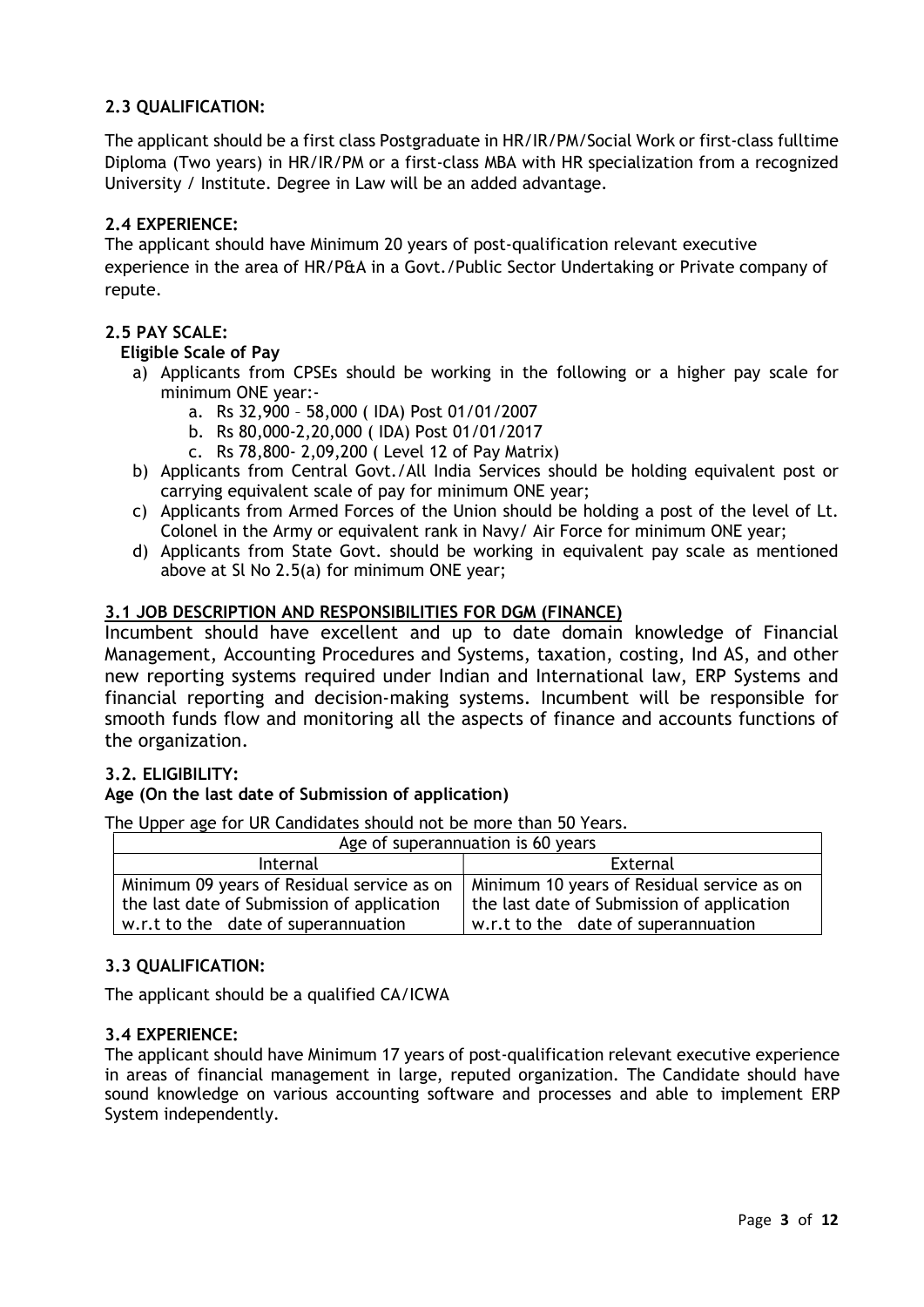### 2.3 QUALIFICATION:

The applicant should be a first class Postgraduate in HR/IR/PM/Social Work or first-class fulltime Diploma (Two years) in HR/IR/PM or a first-class MBA with HR specialization from a recognized University / Institute. Degree in Law will be an added advantage.

### 2.4 EXPERIENCE:

The applicant should have Minimum 20 years of post-qualification relevant executive experience in the area of HR/P&A in a Govt./Public Sector Undertaking or Private company of repute.

### 2.5 PAY SCALE:

**Eligible Scale of Pay**

a) Applicants from CPSEs should be working in the following or a higher pay scale for minimum ONE year:-
   a. Rs 32,900 – 58,000 ( IDA) Post 01/01/2007
   b. Rs 80,000-2,20,000 ( IDA) Post 01/01/2017
   c. Rs 78,800- 2,09,200 ( Level 12 of Pay Matrix)
b) Applicants from Central Govt./All India Services should be holding equivalent post or carrying equivalent scale of pay for minimum ONE year;
c) Applicants from Armed Forces of the Union should be holding a post of the level of Lt. Colonel in the Army or equivalent rank in Navy/ Air Force for minimum ONE year;
d) Applicants from State Govt. should be working in equivalent pay scale as mentioned above at Sl No 2.5(a) for minimum ONE year;

### 3.1 JOB DESCRIPTION AND RESPONSIBILITIES FOR DGM (FINANCE)

Incumbent should have excellent and up to date domain knowledge of Financial Management, Accounting Procedures and Systems, taxation, costing, Ind AS, and other new reporting systems required under Indian and International law, ERP Systems and financial reporting and decision-making systems. Incumbent will be responsible for smooth funds flow and monitoring all the aspects of finance and accounts functions of the organization.

### 3.2. ELIGIBILITY:

**Age (On the last date of Submission of application)**

The Upper age for UR Candidates should not be more than 50 Years.

| Age of superannuation is 60 years | |
|---|---|
| Internal | External |
| Minimum 09 years of Residual service as on the last date of Submission of application w.r.t to the date of superannuation | Minimum 10 years of Residual service as on the last date of Submission of application w.r.t to the date of superannuation |

### 3.3 QUALIFICATION:

The applicant should be a qualified CA/ICWA

### 3.4 EXPERIENCE:

The applicant should have Minimum 17 years of post-qualification relevant executive experience in areas of financial management in large, reputed organization. The Candidate should have sound knowledge on various accounting software and processes and able to implement ERP System independently.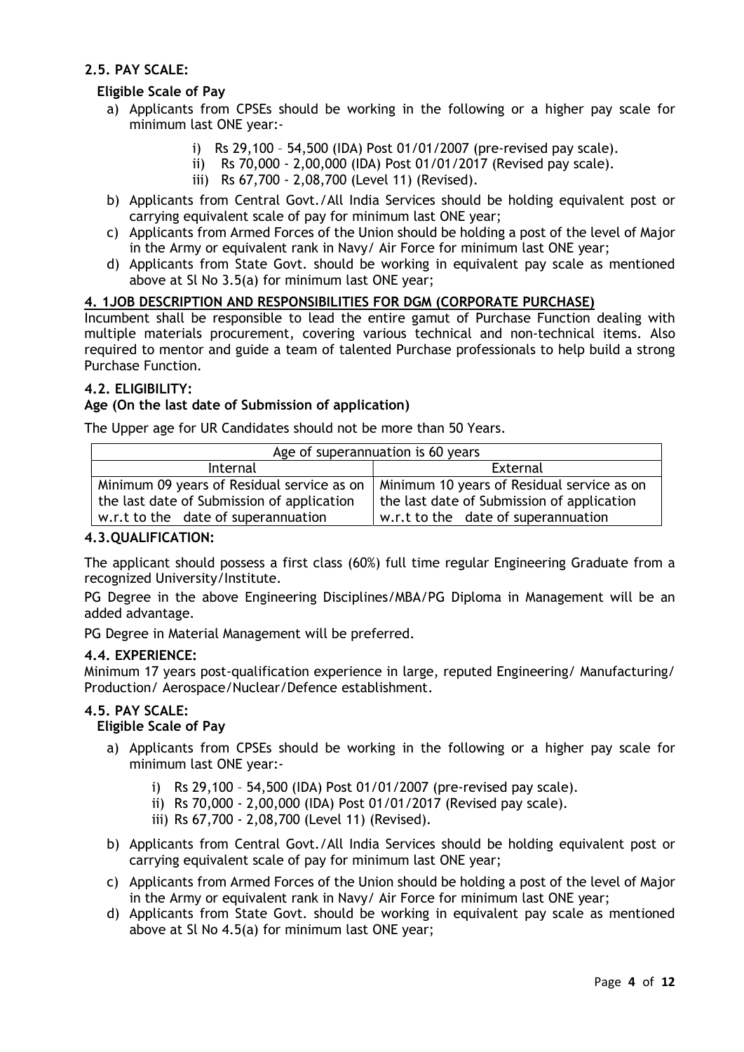### 2.5. PAY SCALE:

**Eligible Scale of Pay**

a) Applicants from CPSEs should be working in the following or a higher pay scale for minimum last ONE year:-

   i) Rs 29,100 – 54,500 (IDA) Post 01/01/2007 (pre-revised pay scale).
   ii) Rs 70,000 - 2,00,000 (IDA) Post 01/01/2017 (Revised pay scale).
   iii) Rs 67,700 - 2,08,700 (Level 11) (Revised).

b) Applicants from Central Govt./All India Services should be holding equivalent post or carrying equivalent scale of pay for minimum last ONE year;

c) Applicants from Armed Forces of the Union should be holding a post of the level of Major in the Army or equivalent rank in Navy/ Air Force for minimum last ONE year;

d) Applicants from State Govt. should be working in equivalent pay scale as mentioned above at Sl No 3.5(a) for minimum last ONE year;

### 4. 1JOB DESCRIPTION AND RESPONSIBILITIES FOR DGM (CORPORATE PURCHASE)

Incumbent shall be responsible to lead the entire gamut of Purchase Function dealing with multiple materials procurement, covering various technical and non-technical items. Also required to mentor and guide a team of talented Purchase professionals to help build a strong Purchase Function.

### 4.2. ELIGIBILITY:

**Age (On the last date of Submission of application)**

The Upper age for UR Candidates should not be more than 50 Years.

| Age of superannuation is 60 years | |
|---|---|
| Internal | External |
| Minimum 09 years of Residual service as on the last date of Submission of application w.r.t to the date of superannuation | Minimum 10 years of Residual service as on the last date of Submission of application w.r.t to the date of superannuation |

### 4.3.QUALIFICATION:

The applicant should possess a first class (60%) full time regular Engineering Graduate from a recognized University/Institute.

PG Degree in the above Engineering Disciplines/MBA/PG Diploma in Management will be an added advantage.

PG Degree in Material Management will be preferred.

### 4.4. EXPERIENCE:

Minimum 17 years post-qualification experience in large, reputed Engineering/ Manufacturing/ Production/ Aerospace/Nuclear/Defence establishment.

### 4.5. PAY SCALE:

**Eligible Scale of Pay**

a) Applicants from CPSEs should be working in the following or a higher pay scale for minimum last ONE year:-

   i) Rs 29,100 – 54,500 (IDA) Post 01/01/2007 (pre-revised pay scale).
   ii) Rs 70,000 - 2,00,000 (IDA) Post 01/01/2017 (Revised pay scale).
   iii) Rs 67,700 - 2,08,700 (Level 11) (Revised).

b) Applicants from Central Govt./All India Services should be holding equivalent post or carrying equivalent scale of pay for minimum last ONE year;

c) Applicants from Armed Forces of the Union should be holding a post of the level of Major in the Army or equivalent rank in Navy/ Air Force for minimum last ONE year;

d) Applicants from State Govt. should be working in equivalent pay scale as mentioned above at Sl No 4.5(a) for minimum last ONE year;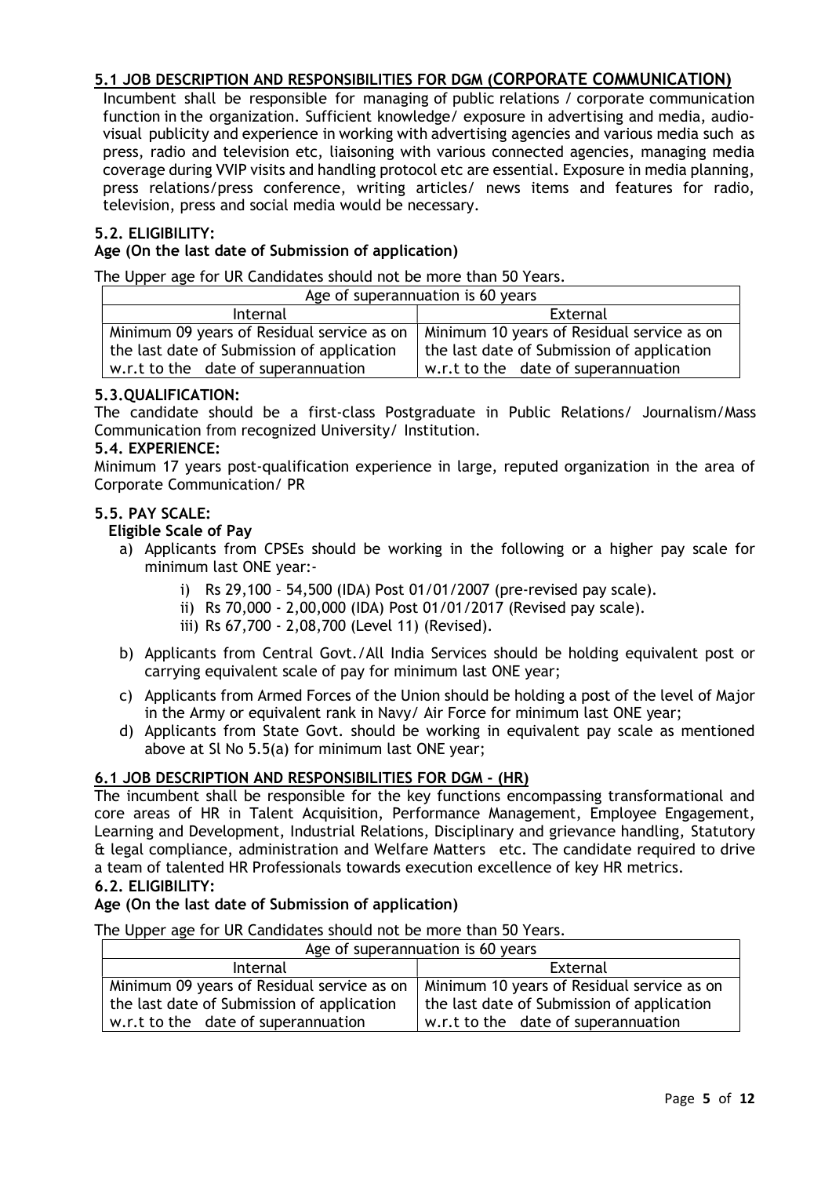## 5.1 JOB DESCRIPTION AND RESPONSIBILITIES FOR DGM (CORPORATE COMMUNICATION)

Incumbent shall be responsible for managing of public relations / corporate communication function in the organization. Sufficient knowledge/ exposure in advertising and media, audio-visual publicity and experience in working with advertising agencies and various media such as press, radio and television etc, liaisoning with various connected agencies, managing media coverage during VVIP visits and handling protocol etc are essential. Exposure in media planning, press relations/press conference, writing articles/ news items and features for radio, television, press and social media would be necessary.

### 5.2. ELIGIBILITY:

**Age (On the last date of Submission of application)**

The Upper age for UR Candidates should not be more than 50 Years.

| Age of superannuation is 60 years | |
|---|---|
| Internal | External |
| Minimum 09 years of Residual service as on the last date of Submission of application w.r.t to the date of superannuation | Minimum 10 years of Residual service as on the last date of Submission of application w.r.t to the date of superannuation |

### 5.3.QUALIFICATION:

The candidate should be a first-class Postgraduate in Public Relations/ Journalism/Mass Communication from recognized University/ Institution.

### 5.4. EXPERIENCE:

Minimum 17 years post-qualification experience in large, reputed organization in the area of Corporate Communication/ PR

### 5.5. PAY SCALE:

**Eligible Scale of Pay**

a) Applicants from CPSEs should be working in the following or a higher pay scale for minimum last ONE year:-
   i) Rs 29,100 – 54,500 (IDA) Post 01/01/2007 (pre-revised pay scale).
   ii) Rs 70,000 - 2,00,000 (IDA) Post 01/01/2017 (Revised pay scale).
   iii) Rs 67,700 - 2,08,700 (Level 11) (Revised).
b) Applicants from Central Govt./All India Services should be holding equivalent post or carrying equivalent scale of pay for minimum last ONE year;
c) Applicants from Armed Forces of the Union should be holding a post of the level of Major in the Army or equivalent rank in Navy/ Air Force for minimum last ONE year;
d) Applicants from State Govt. should be working in equivalent pay scale as mentioned above at Sl No 5.5(a) for minimum last ONE year;

## 6.1 JOB DESCRIPTION AND RESPONSIBILITIES FOR DGM - (HR)

The incumbent shall be responsible for the key functions encompassing transformational and core areas of HR in Talent Acquisition, Performance Management, Employee Engagement, Learning and Development, Industrial Relations, Disciplinary and grievance handling, Statutory & legal compliance, administration and Welfare Matters etc. The candidate required to drive a team of talented HR Professionals towards execution excellence of key HR metrics.

### 6.2. ELIGIBILITY:

**Age (On the last date of Submission of application)**

The Upper age for UR Candidates should not be more than 50 Years.

| Age of superannuation is 60 years | |
|---|---|
| Internal | External |
| Minimum 09 years of Residual service as on the last date of Submission of application w.r.t to the date of superannuation | Minimum 10 years of Residual service as on the last date of Submission of application w.r.t to the date of superannuation |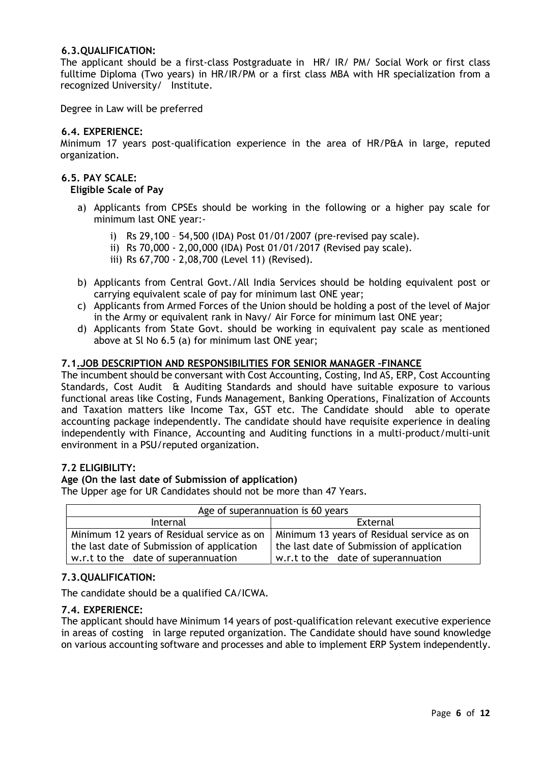### 6.3. QUALIFICATION:

The applicant should be a first-class Postgraduate in HR/ IR/ PM/ Social Work or first class fulltime Diploma (Two years) in HR/IR/PM or a first class MBA with HR specialization from a recognized University/ Institute.

Degree in Law will be preferred

### 6.4. EXPERIENCE:

Minimum 17 years post-qualification experience in the area of HR/P&A in large, reputed organization.

### 6.5. PAY SCALE:

**Eligible Scale of Pay**

a) Applicants from CPSEs should be working in the following or a higher pay scale for minimum last ONE year:-

   i) Rs 29,100 – 54,500 (IDA) Post 01/01/2007 (pre-revised pay scale).

   ii) Rs 70,000 - 2,00,000 (IDA) Post 01/01/2017 (Revised pay scale).

   iii) Rs 67,700 - 2,08,700 (Level 11) (Revised).

b) Applicants from Central Govt./All India Services should be holding equivalent post or carrying equivalent scale of pay for minimum last ONE year;

c) Applicants from Armed Forces of the Union should be holding a post of the level of Major in the Army or equivalent rank in Navy/ Air Force for minimum last ONE year;

d) Applicants from State Govt. should be working in equivalent pay scale as mentioned above at Sl No 6.5 (a) for minimum last ONE year;

### 7.1. JOB DESCRIPTION AND RESPONSIBILITIES FOR SENIOR MANAGER –FINANCE

The incumbent should be conversant with Cost Accounting, Costing, Ind AS, ERP, Cost Accounting Standards, Cost Audit & Auditing Standards and should have suitable exposure to various functional areas like Costing, Funds Management, Banking Operations, Finalization of Accounts and Taxation matters like Income Tax, GST etc. The Candidate should able to operate accounting package independently. The candidate should have requisite experience in dealing independently with Finance, Accounting and Auditing functions in a multi-product/multi-unit environment in a PSU/reputed organization.

### 7.2 ELIGIBILITY:

**Age (On the last date of Submission of application)**

The Upper age for UR Candidates should not be more than 47 Years.

| Age of superannuation is 60 years | |
|---|---|
| Internal | External |
| Minimum 12 years of Residual service as on the last date of Submission of application w.r.t to the date of superannuation | Minimum 13 years of Residual service as on the last date of Submission of application w.r.t to the date of superannuation |

### 7.3. QUALIFICATION:

The candidate should be a qualified CA/ICWA.

### 7.4. EXPERIENCE:

The applicant should have Minimum 14 years of post-qualification relevant executive experience in areas of costing in large reputed organization. The Candidate should have sound knowledge on various accounting software and processes and able to implement ERP System independently.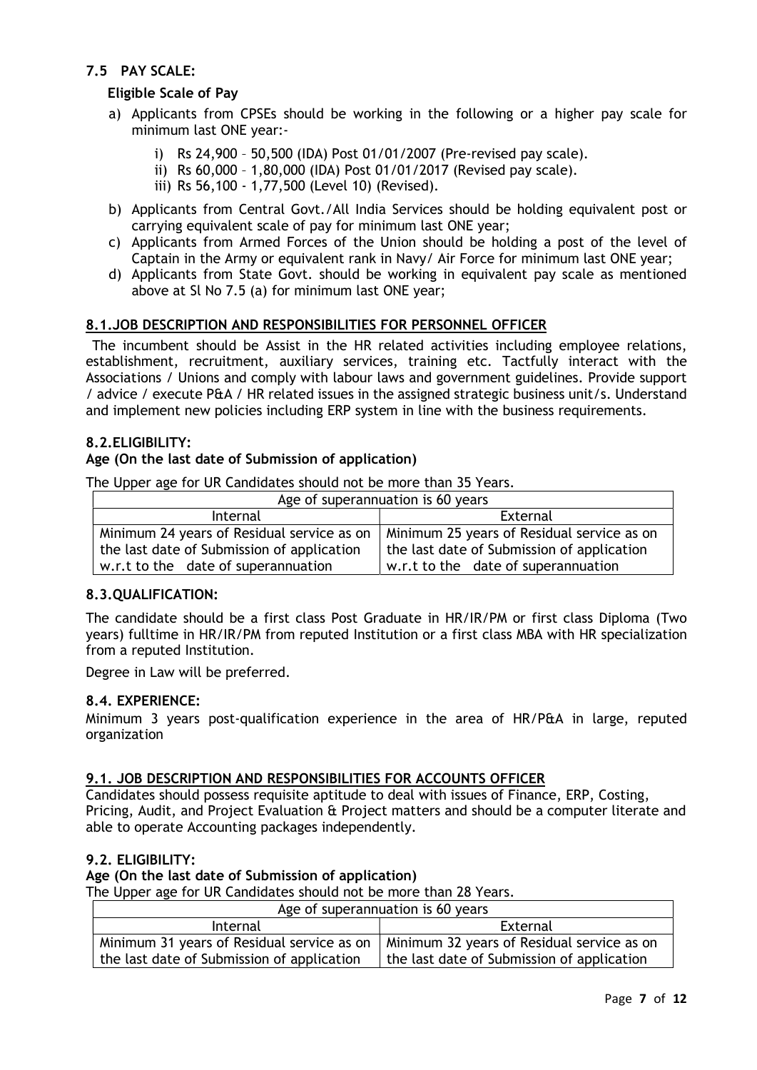### 7.5 PAY SCALE:

**Eligible Scale of Pay**

a) Applicants from CPSEs should be working in the following or a higher pay scale for minimum last ONE year:-

   i) Rs 24,900 – 50,500 (IDA) Post 01/01/2007 (Pre-revised pay scale).
   
   ii) Rs 60,000 – 1,80,000 (IDA) Post 01/01/2017 (Revised pay scale).
   
   iii) Rs 56,100 - 1,77,500 (Level 10) (Revised).

b) Applicants from Central Govt./All India Services should be holding equivalent post or carrying equivalent scale of pay for minimum last ONE year;

c) Applicants from Armed Forces of the Union should be holding a post of the level of Captain in the Army or equivalent rank in Navy/ Air Force for minimum last ONE year;

d) Applicants from State Govt. should be working in equivalent pay scale as mentioned above at Sl No 7.5 (a) for minimum last ONE year;

### 8.1.JOB DESCRIPTION AND RESPONSIBILITIES FOR PERSONNEL OFFICER

The incumbent should be Assist in the HR related activities including employee relations, establishment, recruitment, auxiliary services, training etc. Tactfully interact with the Associations / Unions and comply with labour laws and government guidelines. Provide support / advice / execute P&A / HR related issues in the assigned strategic business unit/s. Understand and implement new policies including ERP system in line with the business requirements.

### 8.2.ELIGIBILITY:

**Age (On the last date of Submission of application)**

The Upper age for UR Candidates should not be more than 35 Years.

| Age of superannuation is 60 years | |
|---|---|
| Internal | External |
| Minimum 24 years of Residual service as on the last date of Submission of application w.r.t to the date of superannuation | Minimum 25 years of Residual service as on the last date of Submission of application w.r.t to the date of superannuation |

### 8.3.QUALIFICATION:

The candidate should be a first class Post Graduate in HR/IR/PM or first class Diploma (Two years) fulltime in HR/IR/PM from reputed Institution or a first class MBA with HR specialization from a reputed Institution.

Degree in Law will be preferred.

### 8.4. EXPERIENCE:

Minimum 3 years post-qualification experience in the area of HR/P&A in large, reputed organization

### 9.1. JOB DESCRIPTION AND RESPONSIBILITIES FOR ACCOUNTS OFFICER

Candidates should possess requisite aptitude to deal with issues of Finance, ERP, Costing, Pricing, Audit, and Project Evaluation & Project matters and should be a computer literate and able to operate Accounting packages independently.

### 9.2. ELIGIBILITY:

**Age (On the last date of Submission of application)**

The Upper age for UR Candidates should not be more than 28 Years.

| Age of superannuation is 60 years | |
|---|---|
| Internal | External |
| Minimum 31 years of Residual service as on the last date of Submission of application | Minimum 32 years of Residual service as on the last date of Submission of application |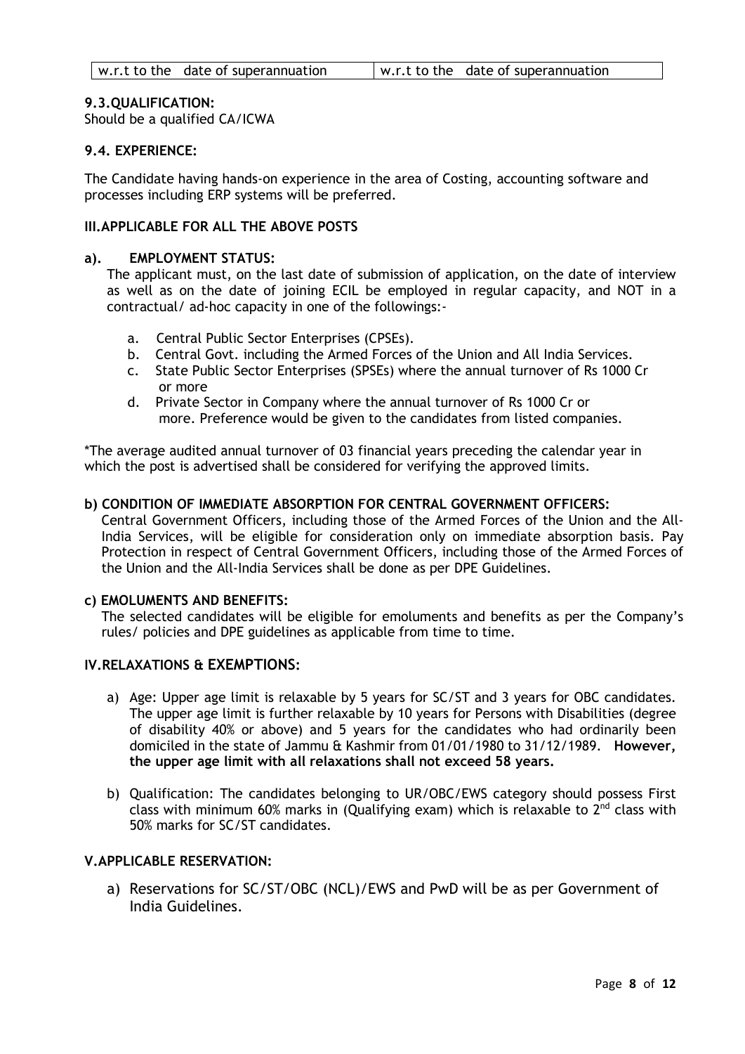| w.r.t to the date of superannuation | w.r.t to the date of superannuation |
|---|---|

**9.3.QUALIFICATION:**
Should be a qualified CA/ICWA

**9.4. EXPERIENCE:**

The Candidate having hands-on experience in the area of Costing, accounting software and processes including ERP systems will be preferred.

**III.APPLICABLE FOR ALL THE ABOVE POSTS**

**a). EMPLOYMENT STATUS:**

The applicant must, on the last date of submission of application, on the date of interview as well as on the date of joining ECIL be employed in regular capacity, and NOT in a contractual/ ad-hoc capacity in one of the followings:-

a. Central Public Sector Enterprises (CPSEs).
b. Central Govt. including the Armed Forces of the Union and All India Services.
c. State Public Sector Enterprises (SPSEs) where the annual turnover of Rs 1000 Cr or more
d. Private Sector in Company where the annual turnover of Rs 1000 Cr or more. Preference would be given to the candidates from listed companies.

*The average audited annual turnover of 03 financial years preceding the calendar year in which the post is advertised shall be considered for verifying the approved limits.

**b) CONDITION OF IMMEDIATE ABSORPTION FOR CENTRAL GOVERNMENT OFFICERS:**

Central Government Officers, including those of the Armed Forces of the Union and the All-India Services, will be eligible for consideration only on immediate absorption basis. Pay Protection in respect of Central Government Officers, including those of the Armed Forces of the Union and the All-India Services shall be done as per DPE Guidelines.

**c) EMOLUMENTS AND BENEFITS:**

The selected candidates will be eligible for emoluments and benefits as per the Company's rules/ policies and DPE guidelines as applicable from time to time.

**IV.RELAXATIONS & EXEMPTIONS:**

a) Age: Upper age limit is relaxable by 5 years for SC/ST and 3 years for OBC candidates. The upper age limit is further relaxable by 10 years for Persons with Disabilities (degree of disability 40% or above) and 5 years for the candidates who had ordinarily been domiciled in the state of Jammu & Kashmir from 01/01/1980 to 31/12/1989. **However, the upper age limit with all relaxations shall not exceed 58 years.**

b) Qualification: The candidates belonging to UR/OBC/EWS category should possess First class with minimum 60% marks in (Qualifying exam) which is relaxable to 2nd class with 50% marks for SC/ST candidates.

**V.APPLICABLE RESERVATION:**

a) Reservations for SC/ST/OBC (NCL)/EWS and PwD will be as per Government of India Guidelines.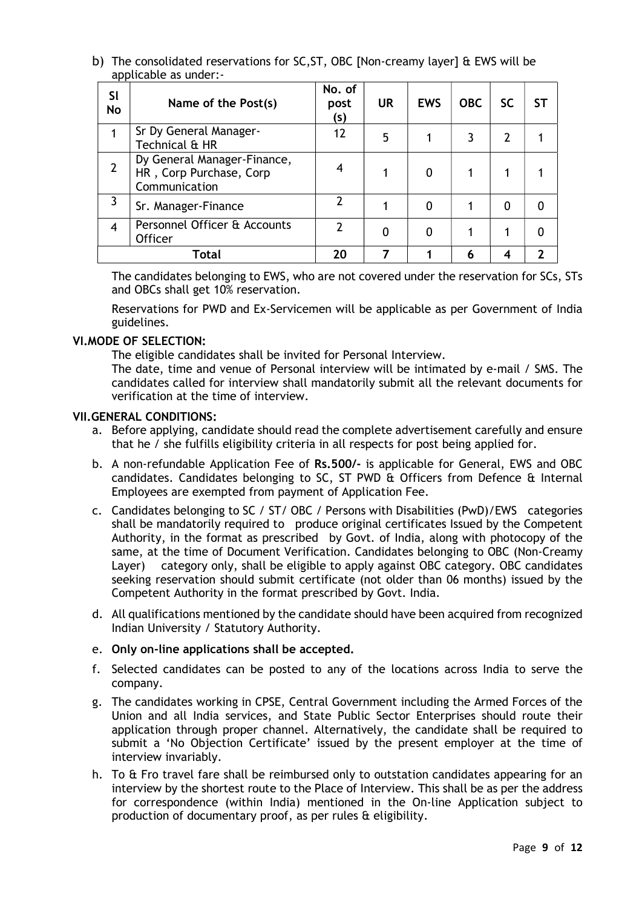b) The consolidated reservations for SC,ST, OBC [Non-creamy layer] & EWS will be applicable as under:-

| Sl No | Name of the Post(s) | No. of post (s) | UR | EWS | OBC | SC | ST |
|---|---|---|---|---|---|---|---|
| 1 | Sr Dy General Manager- Technical & HR | 12 | 5 | 1 | 3 | 2 | 1 |
| 2 | Dy General Manager-Finance, HR , Corp Purchase, Corp Communication | 4 | 1 | 0 | 1 | 1 | 1 |
| 3 | Sr. Manager-Finance | 2 | 1 | 0 | 1 | 0 | 0 |
| 4 | Personnel Officer & Accounts Officer | 2 | 0 | 0 | 1 | 1 | 0 |
| Total | | 20 | 7 | 1 | 6 | 4 | 2 |

The candidates belonging to EWS, who are not covered under the reservation for SCs, STs and OBCs shall get 10% reservation.

Reservations for PWD and Ex-Servicemen will be applicable as per Government of India guidelines.

**VI.MODE OF SELECTION:**

The eligible candidates shall be invited for Personal Interview.

The date, time and venue of Personal interview will be intimated by e-mail / SMS. The candidates called for interview shall mandatorily submit all the relevant documents for verification at the time of interview.

**VII.GENERAL CONDITIONS:**

a. Before applying, candidate should read the complete advertisement carefully and ensure that he / she fulfills eligibility criteria in all respects for post being applied for.

b. A non-refundable Application Fee of **Rs.500/-** is applicable for General, EWS and OBC candidates. Candidates belonging to SC, ST PWD & Officers from Defence & Internal Employees are exempted from payment of Application Fee.

c. Candidates belonging to SC / ST/ OBC / Persons with Disabilities (PwD)/EWS categories shall be mandatorily required to produce original certificates Issued by the Competent Authority, in the format as prescribed by Govt. of India, along with photocopy of the same, at the time of Document Verification. Candidates belonging to OBC (Non-Creamy Layer) category only, shall be eligible to apply against OBC category. OBC candidates seeking reservation should submit certificate (not older than 06 months) issued by the Competent Authority in the format prescribed by Govt. India.

d. All qualifications mentioned by the candidate should have been acquired from recognized Indian University / Statutory Authority.

e. **Only on-line applications shall be accepted.**

f. Selected candidates can be posted to any of the locations across India to serve the company.

g. The candidates working in CPSE, Central Government including the Armed Forces of the Union and all India services, and State Public Sector Enterprises should route their application through proper channel. Alternatively, the candidate shall be required to submit a 'No Objection Certificate' issued by the present employer at the time of interview invariably.

h. To & Fro travel fare shall be reimbursed only to outstation candidates appearing for an interview by the shortest route to the Place of Interview. This shall be as per the address for correspondence (within India) mentioned in the On-line Application subject to production of documentary proof, as per rules & eligibility.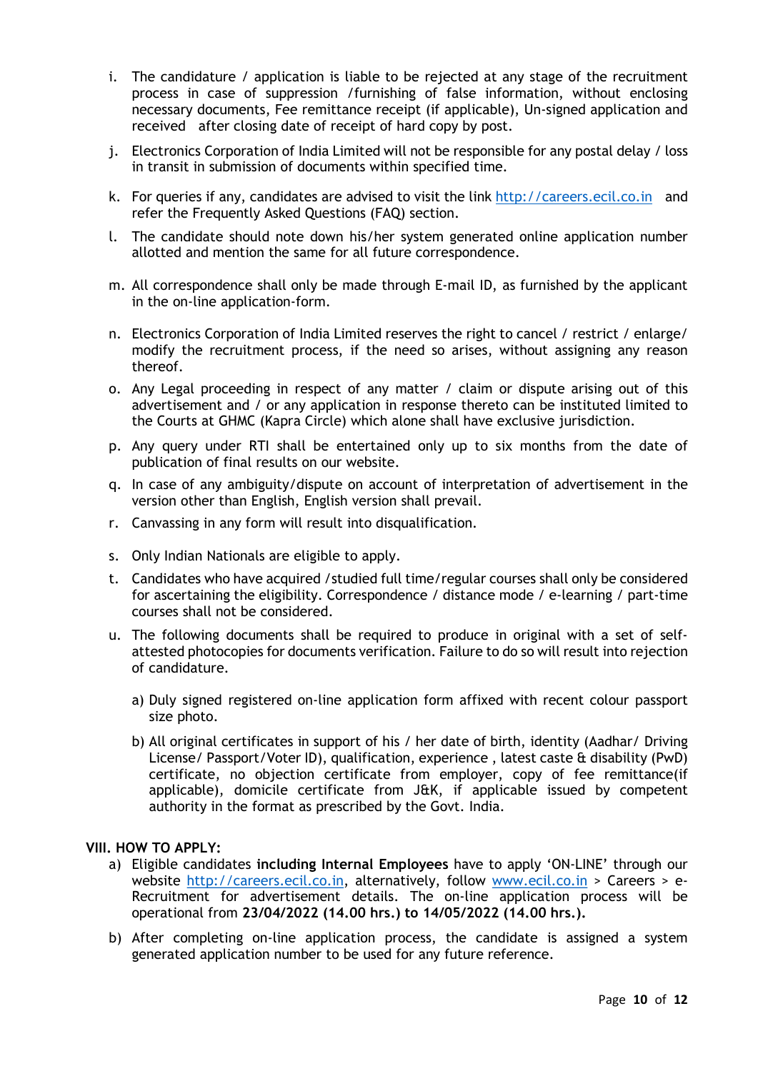i. The candidature / application is liable to be rejected at any stage of the recruitment process in case of suppression /furnishing of false information, without enclosing necessary documents, Fee remittance receipt (if applicable), Un-signed application and received after closing date of receipt of hard copy by post.

j. Electronics Corporation of India Limited will not be responsible for any postal delay / loss in transit in submission of documents within specified time.

k. For queries if any, candidates are advised to visit the link http://careers.ecil.co.in and refer the Frequently Asked Questions (FAQ) section.

l. The candidate should note down his/her system generated online application number allotted and mention the same for all future correspondence.

m. All correspondence shall only be made through E-mail ID, as furnished by the applicant in the on-line application-form.

n. Electronics Corporation of India Limited reserves the right to cancel / restrict / enlarge/ modify the recruitment process, if the need so arises, without assigning any reason thereof.

o. Any Legal proceeding in respect of any matter / claim or dispute arising out of this advertisement and / or any application in response thereto can be instituted limited to the Courts at GHMC (Kapra Circle) which alone shall have exclusive jurisdiction.

p. Any query under RTI shall be entertained only up to six months from the date of publication of final results on our website.

q. In case of any ambiguity/dispute on account of interpretation of advertisement in the version other than English, English version shall prevail.

r. Canvassing in any form will result into disqualification.

s. Only Indian Nationals are eligible to apply.

t. Candidates who have acquired /studied full time/regular courses shall only be considered for ascertaining the eligibility. Correspondence / distance mode / e-learning / part-time courses shall not be considered.

u. The following documents shall be required to produce in original with a set of self-attested photocopies for documents verification. Failure to do so will result into rejection of candidature.

   a) Duly signed registered on-line application form affixed with recent colour passport size photo.

   b) All original certificates in support of his / her date of birth, identity (Aadhar/ Driving License/ Passport/Voter ID), qualification, experience , latest caste & disability (PwD) certificate, no objection certificate from employer, copy of fee remittance(if applicable), domicile certificate from J&K, if applicable issued by competent authority in the format as prescribed by the Govt. India.

## VIII. HOW TO APPLY:

a) Eligible candidates **including Internal Employees** have to apply 'ON-LINE' through our website http://careers.ecil.co.in, alternatively, follow www.ecil.co.in > Careers > e-Recruitment for advertisement details. The on-line application process will be operational from **23/04/2022 (14.00 hrs.) to 14/05/2022 (14.00 hrs.).**

b) After completing on-line application process, the candidate is assigned a system generated application number to be used for any future reference.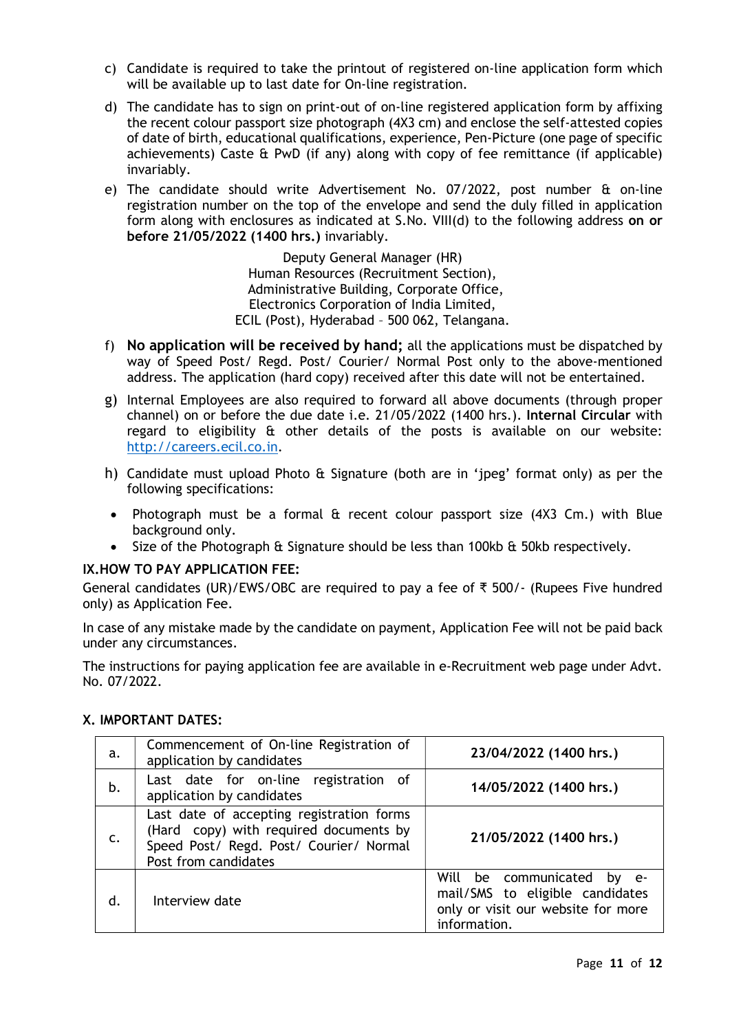c) Candidate is required to take the printout of registered on-line application form which will be available up to last date for On-line registration.

d) The candidate has to sign on print-out of on-line registered application form by affixing the recent colour passport size photograph (4X3 cm) and enclose the self-attested copies of date of birth, educational qualifications, experience, Pen-Picture (one page of specific achievements) Caste & PwD (if any) along with copy of fee remittance (if applicable) invariably.

e) The candidate should write Advertisement No. 07/2022, post number & on-line registration number on the top of the envelope and send the duly filled in application form along with enclosures as indicated at S.No. VIII(d) to the following address **on or before 21/05/2022 (1400 hrs.)** invariably.

Deputy General Manager (HR)
Human Resources (Recruitment Section),
Administrative Building, Corporate Office,
Electronics Corporation of India Limited,
ECIL (Post), Hyderabad – 500 062, Telangana.

f) **No application will be received by hand;** all the applications must be dispatched by way of Speed Post/ Regd. Post/ Courier/ Normal Post only to the above-mentioned address. The application (hard copy) received after this date will not be entertained.

g) Internal Employees are also required to forward all above documents (through proper channel) on or before the due date i.e. 21/05/2022 (1400 hrs.). **Internal Circular** with regard to eligibility & other details of the posts is available on our website: http://careers.ecil.co.in.

h) Candidate must upload Photo & Signature (both are in 'jpeg' format only) as per the following specifications:

- Photograph must be a formal & recent colour passport size (4X3 Cm.) with Blue background only.
- Size of the Photograph & Signature should be less than 100kb & 50kb respectively.

### IX. HOW TO PAY APPLICATION FEE:

General candidates (UR)/EWS/OBC are required to pay a fee of ₹ 500/- (Rupees Five hundred only) as Application Fee.

In case of any mistake made by the candidate on payment, Application Fee will not be paid back under any circumstances.

The instructions for paying application fee are available in e-Recruitment web page under Advt. No. 07/2022.

### X. IMPORTANT DATES:

| | | |
|---|---|---|
| a. | Commencement of On-line Registration of application by candidates | **23/04/2022 (1400 hrs.)** |
| b. | Last date for on-line registration of application by candidates | **14/05/2022 (1400 hrs.)** |
| c. | Last date of accepting registration forms (Hard copy) with required documents by Speed Post/ Regd. Post/ Courier/ Normal Post from candidates | **21/05/2022 (1400 hrs.)** |
| d. | Interview date | Will be communicated by e-mail/SMS to eligible candidates only or visit our website for more information. |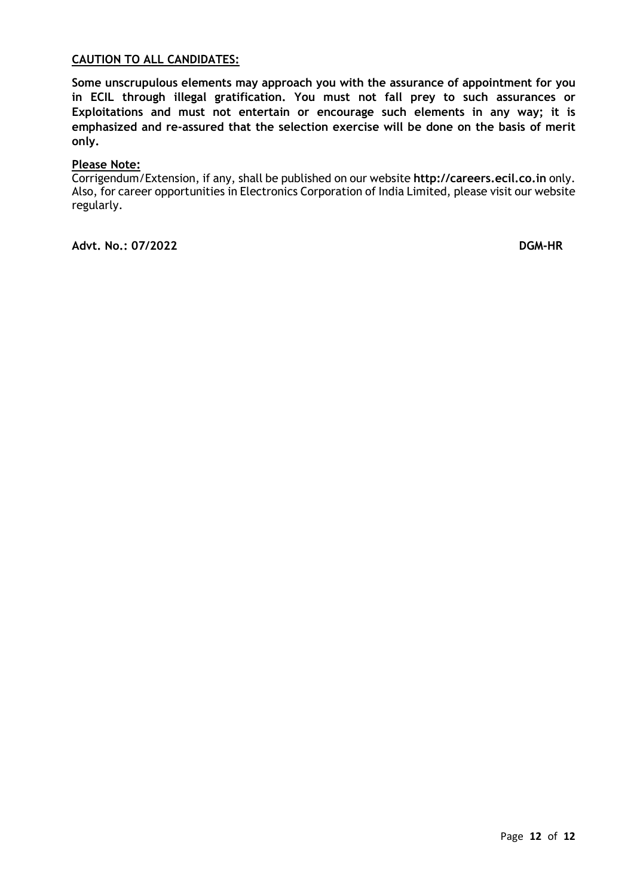**<u>CAUTION TO ALL CANDIDATES:</u>**

**Some unscrupulous elements may approach you with the assurance of appointment for you in ECIL through illegal gratification. You must not fall prey to such assurances or Exploitations and must not entertain or encourage such elements in any way; it is emphasized and re-assured that the selection exercise will be done on the basis of merit only.**

**<u>Please Note:</u>**

Corrigendum/Extension, if any, shall be published on our website **http://careers.ecil.co.in** only. Also, for career opportunities in Electronics Corporation of India Limited, please visit our website regularly.

**Advt. No.: 07/2022** **DGM-HR**